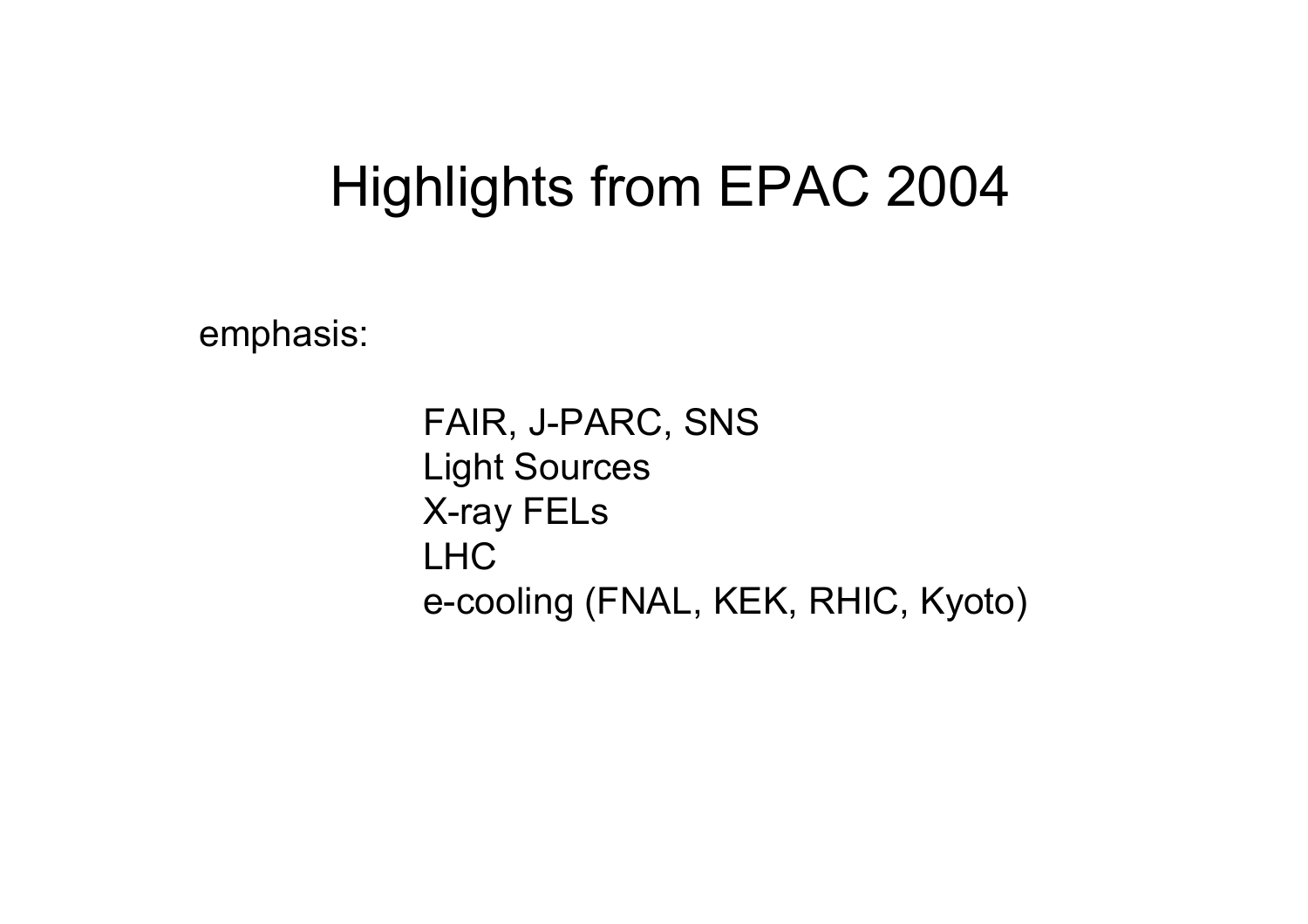# Highlights from EPAC 2004

emphasis:

- FAIR, J-PARC, SNS
- Light Sources
- X-ray FELs
- LHC
- e-cooling (FNAL, KEK, RHIC, Kyoto)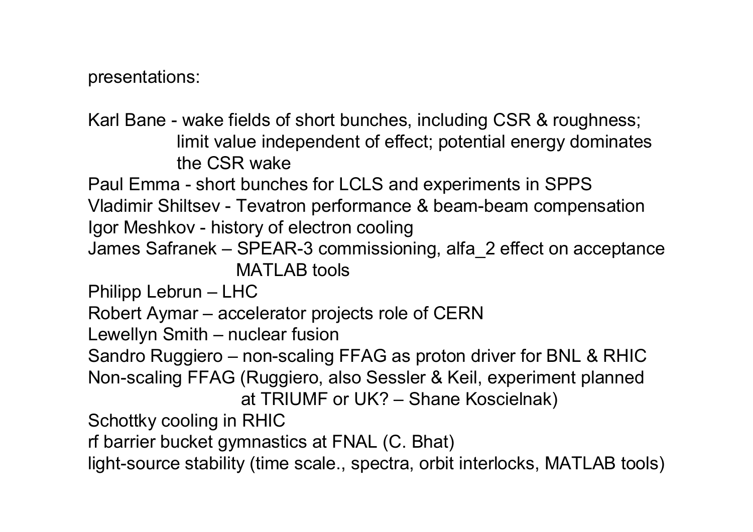presentations:

Karl Bane - wake fields of short bunches, including CSR & roughness;
limit value independent of effect; potential energy dominates
the CSR wake

Paul Emma - short bunches for LCLS and experiments in SPPS

Vladimir Shiltsev - Tevatron performance & beam-beam compensation

Igor Meshkov - history of electron cooling

James Safranek – SPEAR-3 commissioning, alfa_2 effect on acceptance
MATLAB tools

Philipp Lebrun – LHC

Robert Aymar – accelerator projects role of CERN

Lewellyn Smith – nuclear fusion

Sandro Ruggiero – non-scaling FFAG as proton driver for BNL & RHIC

Non-scaling FFAG (Ruggiero, also Sessler & Keil, experiment planned
at TRIUMF or UK? – Shane Koscielnak)

Schottky cooling in RHIC

rf barrier bucket gymnastics at FNAL (C. Bhat)

light-source stability (time scale., spectra, orbit interlocks, MATLAB tools)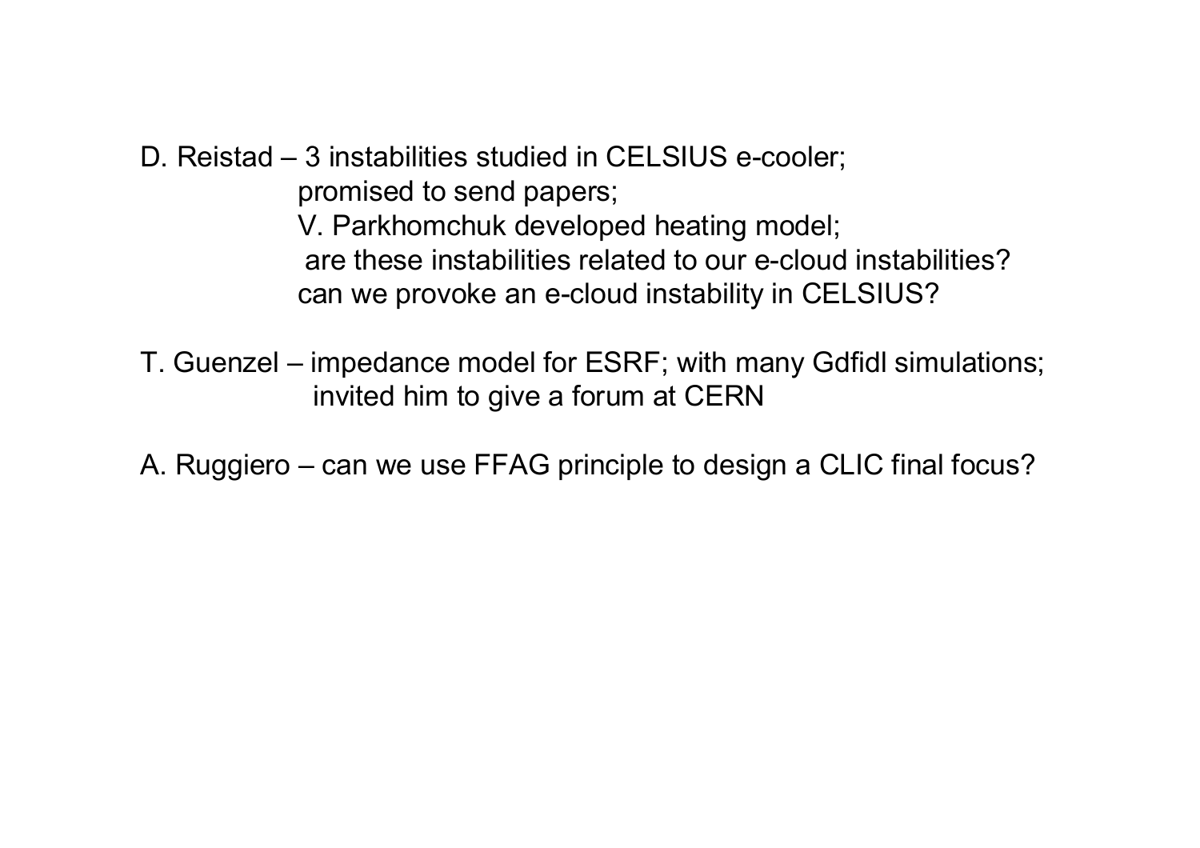D. Reistad – 3 instabilities studied in CELSIUS e-cooler;
promised to send papers;
V. Parkhomchuk developed heating model;
are these instabilities related to our e-cloud instabilities?
can we provoke an e-cloud instability in CELSIUS?

T. Guenzel – impedance model for ESRF; with many Gdfidl simulations;
invited him to give a forum at CERN

A. Ruggiero – can we use FFAG principle to design a CLIC final focus?